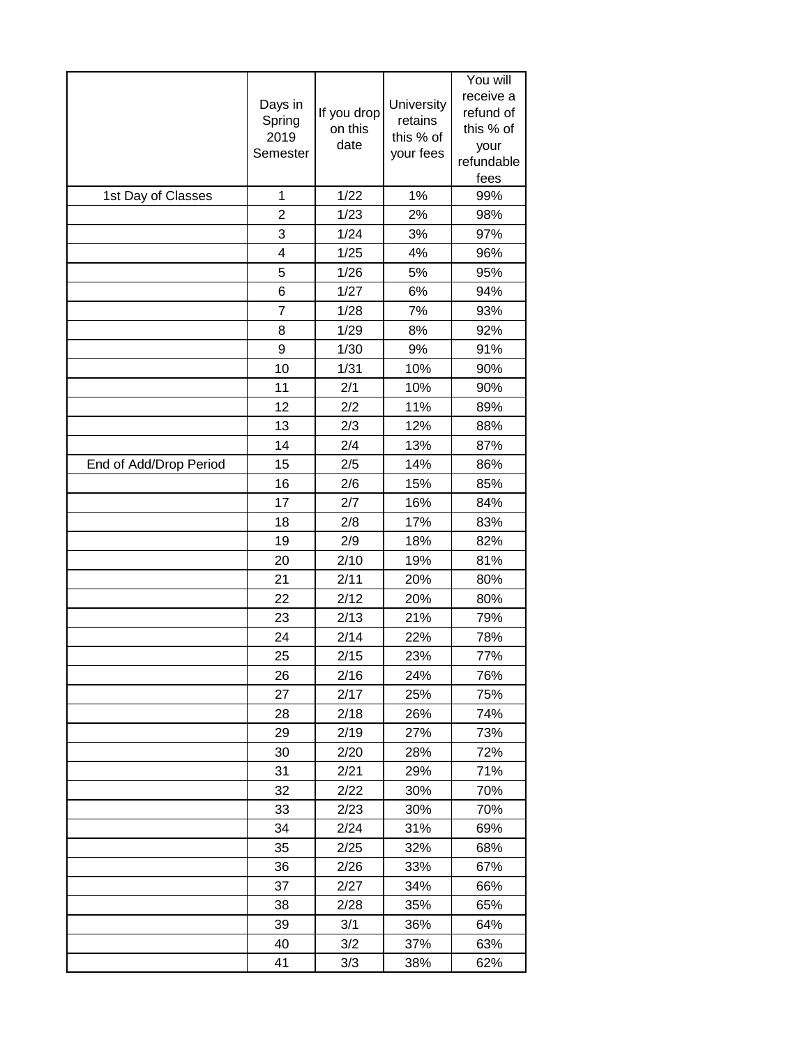| | Days in Spring 2019 Semester | If you drop on this date | University retains this % of your fees | You will receive a refund of this % of your refundable fees |
|---|---|---|---|---|
| 1st Day of Classes | 1 | 1/22 | 1% | 99% |
| | 2 | 1/23 | 2% | 98% |
| | 3 | 1/24 | 3% | 97% |
| | 4 | 1/25 | 4% | 96% |
| | 5 | 1/26 | 5% | 95% |
| | 6 | 1/27 | 6% | 94% |
| | 7 | 1/28 | 7% | 93% |
| | 8 | 1/29 | 8% | 92% |
| | 9 | 1/30 | 9% | 91% |
| | 10 | 1/31 | 10% | 90% |
| | 11 | 2/1 | 10% | 90% |
| | 12 | 2/2 | 11% | 89% |
| | 13 | 2/3 | 12% | 88% |
| | 14 | 2/4 | 13% | 87% |
| End of Add/Drop Period | 15 | 2/5 | 14% | 86% |
| | 16 | 2/6 | 15% | 85% |
| | 17 | 2/7 | 16% | 84% |
| | 18 | 2/8 | 17% | 83% |
| | 19 | 2/9 | 18% | 82% |
| | 20 | 2/10 | 19% | 81% |
| | 21 | 2/11 | 20% | 80% |
| | 22 | 2/12 | 20% | 80% |
| | 23 | 2/13 | 21% | 79% |
| | 24 | 2/14 | 22% | 78% |
| | 25 | 2/15 | 23% | 77% |
| | 26 | 2/16 | 24% | 76% |
| | 27 | 2/17 | 25% | 75% |
| | 28 | 2/18 | 26% | 74% |
| | 29 | 2/19 | 27% | 73% |
| | 30 | 2/20 | 28% | 72% |
| | 31 | 2/21 | 29% | 71% |
| | 32 | 2/22 | 30% | 70% |
| | 33 | 2/23 | 30% | 70% |
| | 34 | 2/24 | 31% | 69% |
| | 35 | 2/25 | 32% | 68% |
| | 36 | 2/26 | 33% | 67% |
| | 37 | 2/27 | 34% | 66% |
| | 38 | 2/28 | 35% | 65% |
| | 39 | 3/1 | 36% | 64% |
| | 40 | 3/2 | 37% | 63% |
| | 41 | 3/3 | 38% | 62% |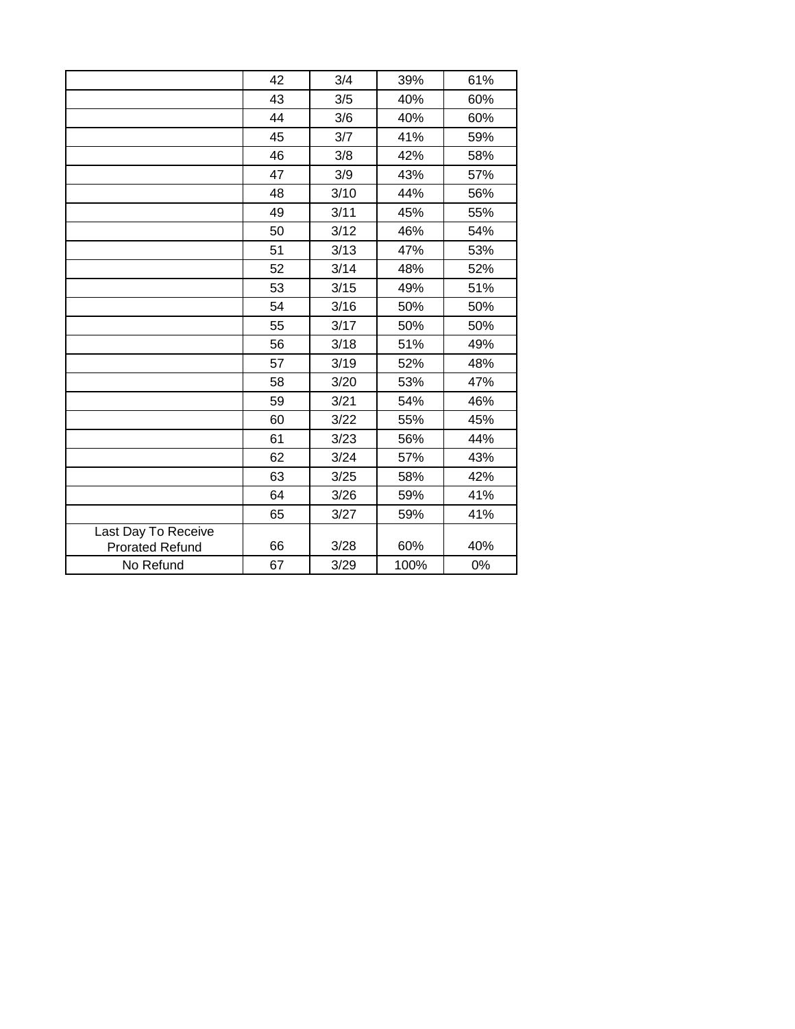| | | | | |
|---|---|---|---|---|
| | 42 | 3/4 | 39% | 61% |
| | 43 | 3/5 | 40% | 60% |
| | 44 | 3/6 | 40% | 60% |
| | 45 | 3/7 | 41% | 59% |
| | 46 | 3/8 | 42% | 58% |
| | 47 | 3/9 | 43% | 57% |
| | 48 | 3/10 | 44% | 56% |
| | 49 | 3/11 | 45% | 55% |
| | 50 | 3/12 | 46% | 54% |
| | 51 | 3/13 | 47% | 53% |
| | 52 | 3/14 | 48% | 52% |
| | 53 | 3/15 | 49% | 51% |
| | 54 | 3/16 | 50% | 50% |
| | 55 | 3/17 | 50% | 50% |
| | 56 | 3/18 | 51% | 49% |
| | 57 | 3/19 | 52% | 48% |
| | 58 | 3/20 | 53% | 47% |
| | 59 | 3/21 | 54% | 46% |
| | 60 | 3/22 | 55% | 45% |
| | 61 | 3/23 | 56% | 44% |
| | 62 | 3/24 | 57% | 43% |
| | 63 | 3/25 | 58% | 42% |
| | 64 | 3/26 | 59% | 41% |
| | 65 | 3/27 | 59% | 41% |
| Last Day To Receive Prorated Refund | 66 | 3/28 | 60% | 40% |
| No Refund | 67 | 3/29 | 100% | 0% |